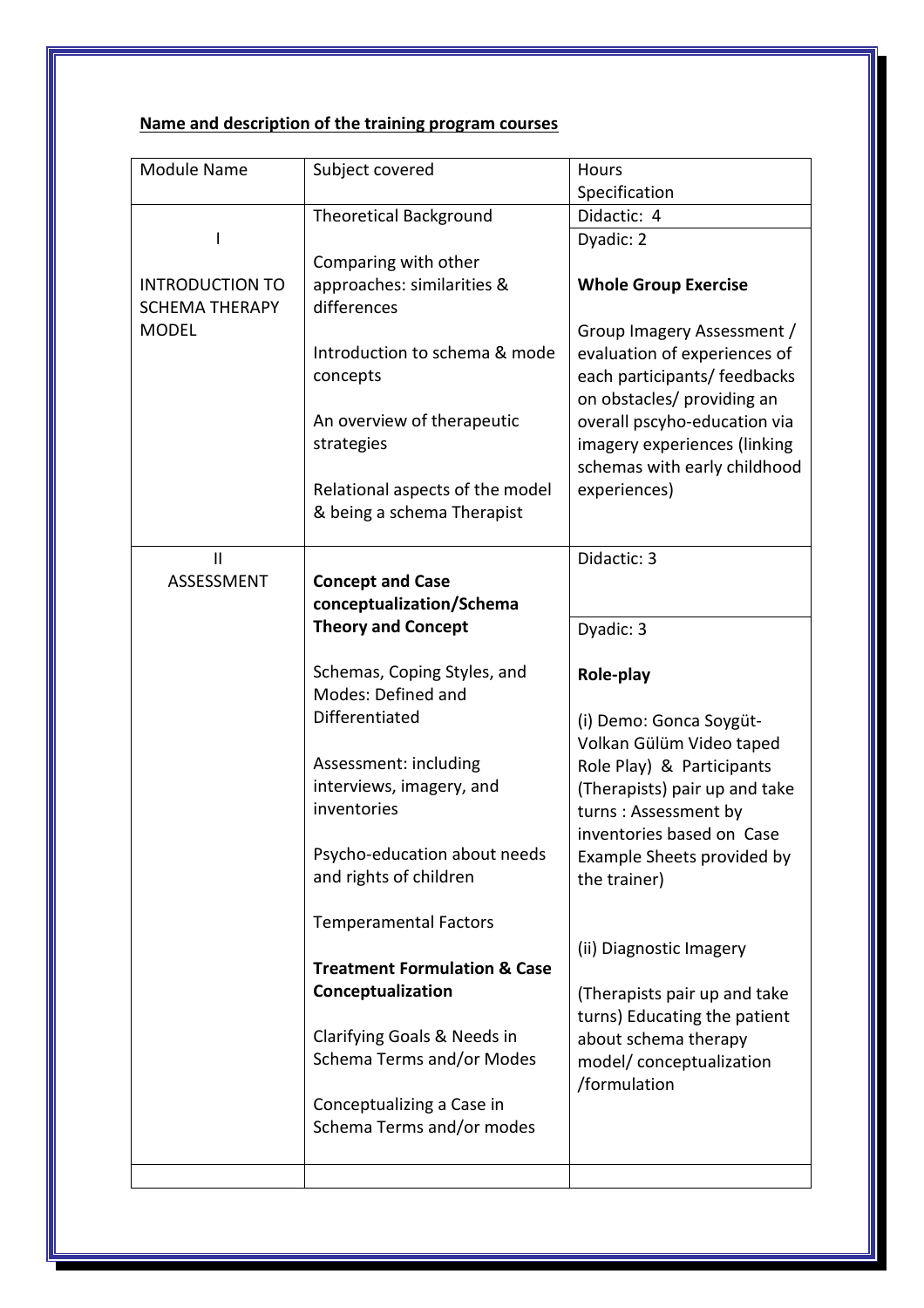**Name and description of the training program courses**

| Module Name | Subject covered | Hours Specification |
|---|---|---|
| I<br><br>INTRODUCTION TO SCHEMA THERAPY MODEL | Theoretical Background<br><br>Comparing with other approaches: similarities & differences<br><br>Introduction to schema & mode concepts<br><br>An overview of therapeutic strategies<br><br>Relational aspects of the model & being a schema Therapist | Didactic: 4<br><br>Dyadic: 2<br><br>**Whole Group Exercise**<br><br>Group Imagery Assessment / evaluation of experiences of each participants/ feedbacks on obstacles/ providing an overall pscyho-education via imagery experiences (linking schemas with early childhood experiences) |
| II<br>ASSESSMENT | **Concept and Case conceptualization/Schema Theory and Concept**<br><br>Schemas, Coping Styles, and Modes: Defined and Differentiated<br><br>Assessment: including interviews, imagery, and inventories<br><br>Psycho-education about needs and rights of children<br><br>Temperamental Factors<br><br>**Treatment Formulation & Case Conceptualization**<br><br>Clarifying Goals & Needs in Schema Terms and/or Modes<br><br>Conceptualizing a Case in Schema Terms and/or modes | Didactic: 3<br><br>Dyadic: 3<br><br>**Role-play**<br><br>(i) Demo: Gonca Soygüt-Volkan Gülüm Video taped Role Play) & Participants (Therapists) pair up and take turns : Assessment by inventories based on Case Example Sheets provided by the trainer)<br><br>(ii) Diagnostic Imagery<br><br>(Therapists pair up and take turns) Educating the patient about schema therapy model/ conceptualization /formulation |
| | | |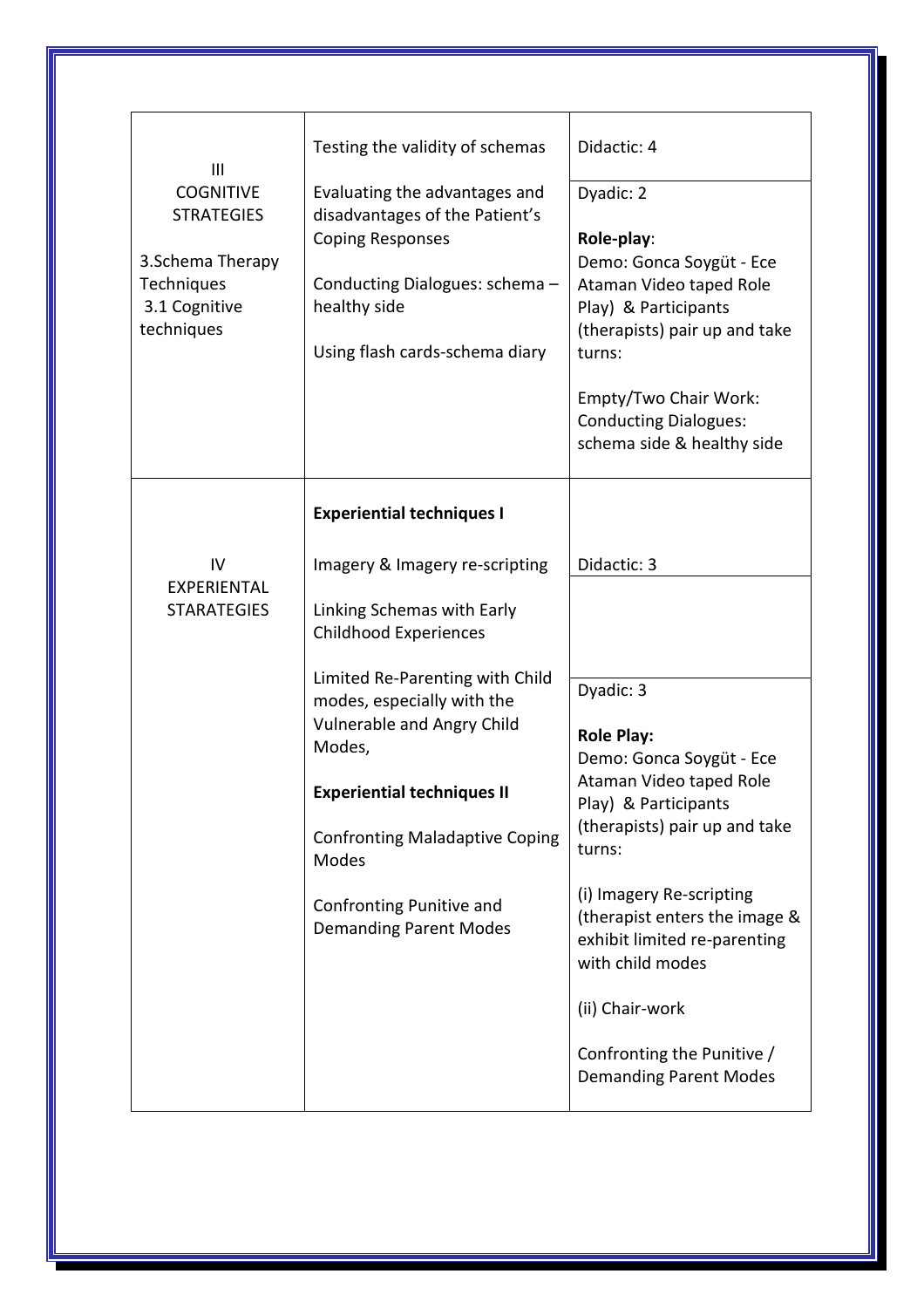| | | |
|---|---|---|
| III<br>COGNITIVE STRATEGIES<br><br>3.Schema Therapy Techniques<br>3.1 Cognitive techniques | Testing the validity of schemas<br><br>Evaluating the advantages and disadvantages of the Patient's Coping Responses<br><br>Conducting Dialogues: schema – healthy side<br><br>Using flash cards-schema diary | Didactic: 4<br><br>Dyadic: 2<br><br>**Role-play**:<br>Demo: Gonca Soygüt - Ece Ataman Video taped Role Play) & Participants (therapists) pair up and take turns:<br><br>Empty/Two Chair Work: Conducting Dialogues: schema side & healthy side |
| IV<br>EXPERIENTAL STARATEGIES | **Experiential techniques I**<br><br>Imagery & Imagery re-scripting<br><br>Linking Schemas with Early Childhood Experiences<br><br>Limited Re-Parenting with Child modes, especially with the Vulnerable and Angry Child Modes,<br><br>**Experiential techniques II**<br><br>Confronting Maladaptive Coping Modes<br><br>Confronting Punitive and Demanding Parent Modes | Didactic: 3<br><br>Dyadic: 3<br><br>**Role Play:**<br>Demo: Gonca Soygüt - Ece Ataman Video taped Role Play) & Participants (therapists) pair up and take turns:<br><br>(i) Imagery Re-scripting (therapist enters the image & exhibit limited re-parenting with child modes<br><br>(ii) Chair-work<br><br>Confronting the Punitive / Demanding Parent Modes |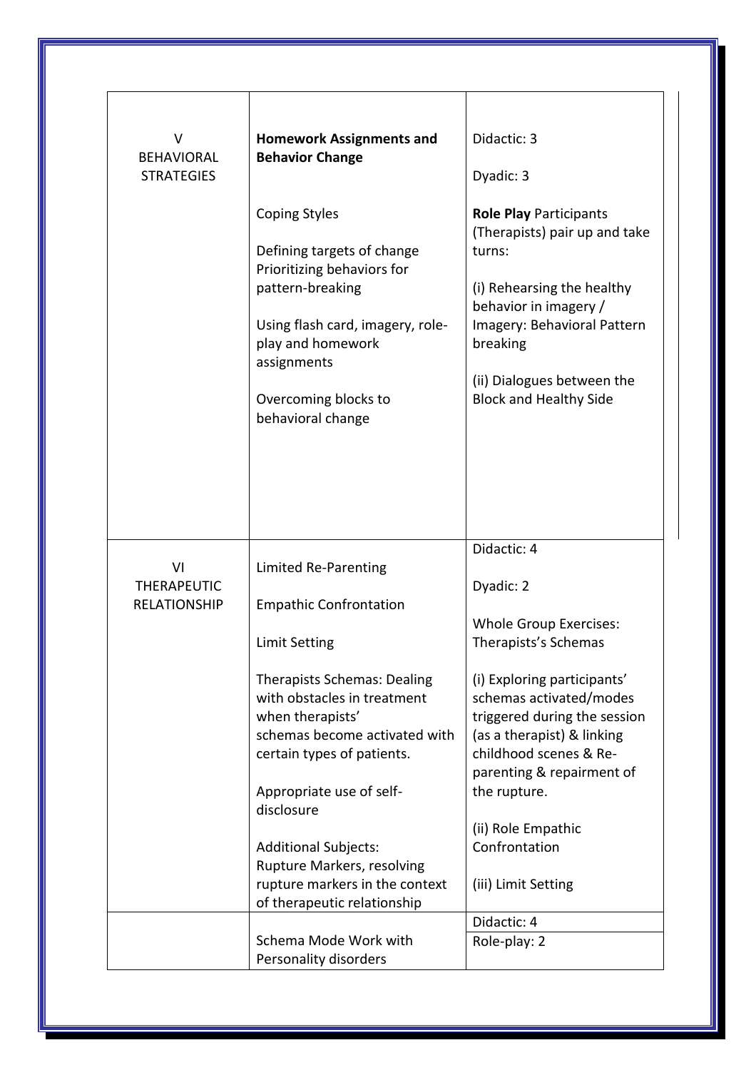| | | |
|---|---|---|
| V<br>BEHAVIORAL STRATEGIES | **Homework Assignments and Behavior Change**<br><br>Coping Styles<br><br>Defining targets of change<br>Prioritizing behaviors for pattern-breaking<br><br>Using flash card, imagery, role-play and homework assignments<br><br>Overcoming blocks to behavioral change | Didactic: 3<br><br>Dyadic: 3<br><br>**Role Play** Participants (Therapists) pair up and take turns:<br><br>(i) Rehearsing the healthy behavior in imagery / Imagery: Behavioral Pattern breaking<br><br>(ii) Dialogues between the Block and Healthy Side |
| VI<br>THERAPEUTIC RELATIONSHIP | Limited Re-Parenting<br><br>Empathic Confrontation<br><br>Limit Setting<br><br>Therapists Schemas: Dealing with obstacles in treatment when therapists' schemas become activated with certain types of patients.<br><br>Appropriate use of self-disclosure<br><br>Additional Subjects:<br>Rupture Markers, resolving rupture markers in the context of therapeutic relationship | Didactic: 4<br><br>Dyadic: 2<br><br>Whole Group Exercises: Therapists's Schemas<br><br>(i) Exploring participants' schemas activated/modes triggered during the session (as a therapist) & linking childhood scenes & Re-parenting & repairment of the rupture.<br><br>(ii) Role Empathic Confrontation<br><br>(iii) Limit Setting |
| | Schema Mode Work with Personality disorders | Didactic: 4<br>Role-play: 2 |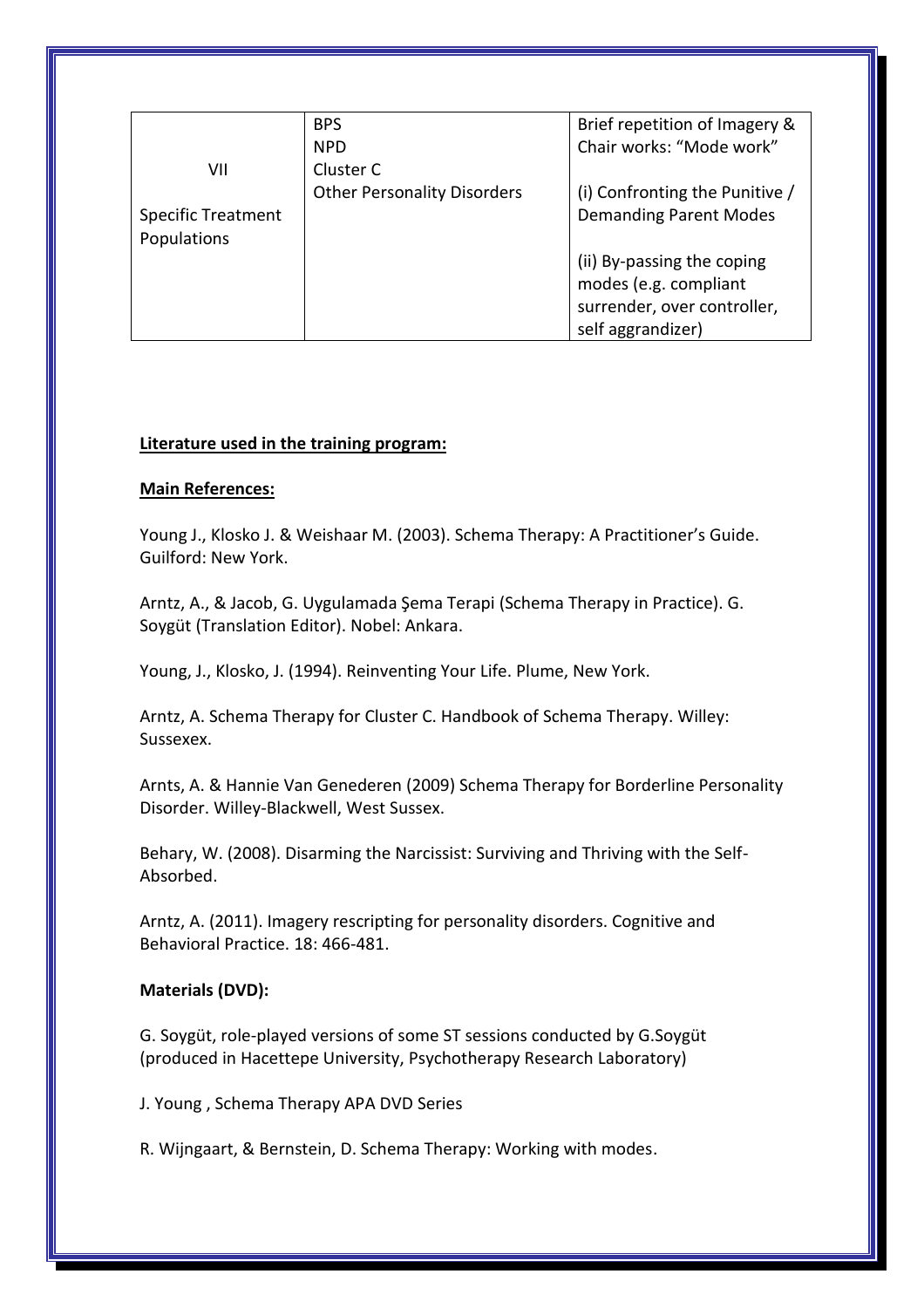| | | |
|---|---|---|
| VII<br><br>Specific Treatment Populations | BPS<br>NPD<br>Cluster C<br>Other Personality Disorders | Brief repetition of Imagery & Chair works: "Mode work"<br><br>(i) Confronting the Punitive / Demanding Parent Modes<br><br>(ii) By-passing the coping modes (e.g. compliant surrender, over controller, self aggrandizer) |

**<u>Literature used in the training program:</u>**

**<u>Main References:</u>**

Young J., Klosko J. & Weishaar M. (2003). Schema Therapy: A Practitioner's Guide. Guilford: New York.

Arntz, A., & Jacob, G. Uygulamada Şema Terapi (Schema Therapy in Practice). G. Soygüt (Translation Editor). Nobel: Ankara.

Young, J., Klosko, J. (1994). Reinventing Your Life. Plume, New York.

Arntz, A. Schema Therapy for Cluster C. Handbook of Schema Therapy. Willey: Sussexex.

Arnts, A. & Hannie Van Genederen (2009) Schema Therapy for Borderline Personality Disorder. Willey-Blackwell, West Sussex.

Behary, W. (2008). Disarming the Narcissist: Surviving and Thriving with the Self-Absorbed.

Arntz, A. (2011). Imagery rescripting for personality disorders. Cognitive and Behavioral Practice. 18: 466-481.

**Materials (DVD):**

G. Soygüt, role-played versions of some ST sessions conducted by G.Soygüt (produced in Hacettepe University, Psychotherapy Research Laboratory)

J. Young , Schema Therapy APA DVD Series

R. Wijngaart, & Bernstein, D. Schema Therapy: Working with modes.